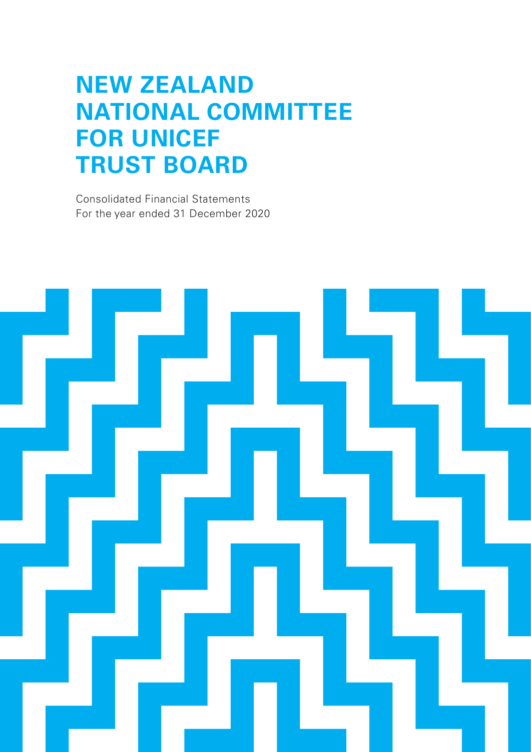# NEW ZEALAND NATIONAL COMMITTEE FOR UNICEF TRUST BOARD

Consolidated Financial Statements
For the year ended 31 December 2020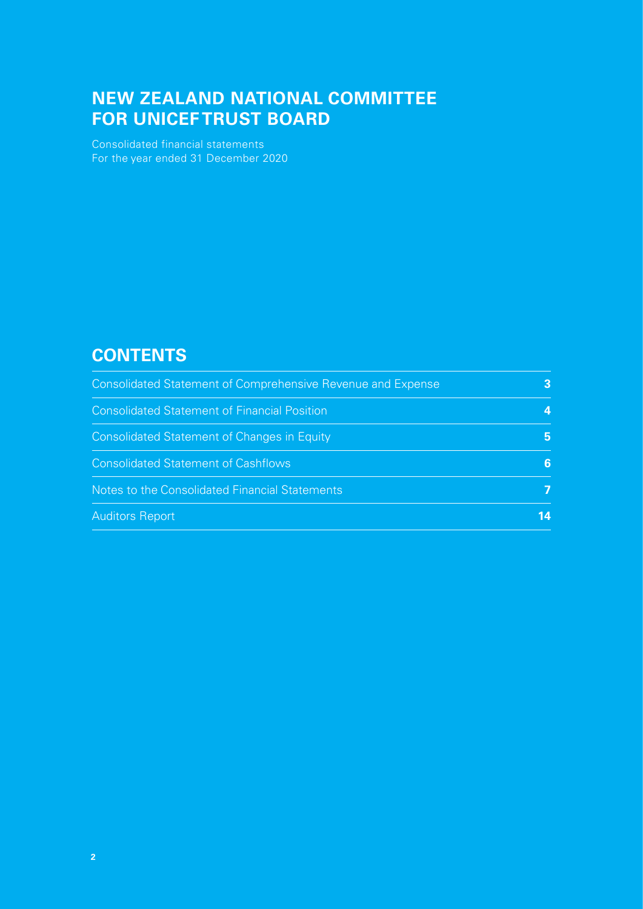# NEW ZEALAND NATIONAL COMMITTEE FOR UNICEF TRUST BOARD

Consolidated financial statements
For the year ended 31 December 2020

## CONTENTS

| | |
|---|---|
| Consolidated Statement of Comprehensive Revenue and Expense | 3 |
| Consolidated Statement of Financial Position | 4 |
| Consolidated Statement of Changes in Equity | 5 |
| Consolidated Statement of Cashflows | 6 |
| Notes to the Consolidated Financial Statements | 7 |
| Auditors Report | 14 |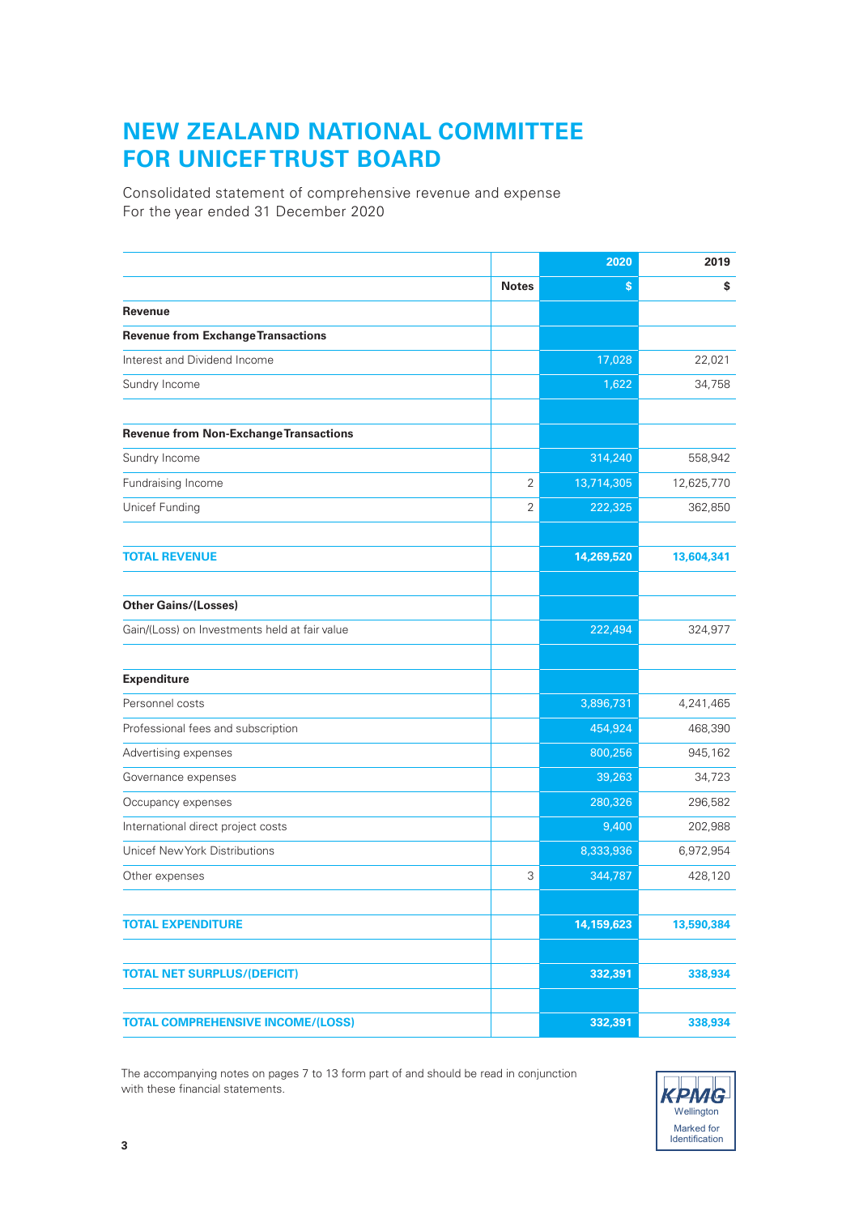# NEW ZEALAND NATIONAL COMMITTEE FOR UNICEF TRUST BOARD

Consolidated statement of comprehensive revenue and expense
For the year ended 31 December 2020

| | | 2020 | 2019 |
|---|---|---|---|
| | **Notes** | **$** | **$** |
| **Revenue** | | | |
| **Revenue from Exchange Transactions** | | | |
| Interest and Dividend Income | | 17,028 | 22,021 |
| Sundry Income | | 1,622 | 34,758 |
| | | | |
| **Revenue from Non-Exchange Transactions** | | | |
| Sundry Income | | 314,240 | 558,942 |
| Fundraising Income | 2 | 13,714,305 | 12,625,770 |
| Unicef Funding | 2 | 222,325 | 362,850 |
| | | | |
| **TOTAL REVENUE** | | **14,269,520** | **13,604,341** |
| | | | |
| **Other Gains/(Losses)** | | | |
| Gain/(Loss) on Investments held at fair value | | 222,494 | 324,977 |
| | | | |
| **Expenditure** | | | |
| Personnel costs | | 3,896,731 | 4,241,465 |
| Professional fees and subscription | | 454,924 | 468,390 |
| Advertising expenses | | 800,256 | 945,162 |
| Governance expenses | | 39,263 | 34,723 |
| Occupancy expenses | | 280,326 | 296,582 |
| International direct project costs | | 9,400 | 202,988 |
| Unicef New York Distributions | | 8,333,936 | 6,972,954 |
| Other expenses | 3 | 344,787 | 428,120 |
| | | | |
| **TOTAL EXPENDITURE** | | **14,159,623** | **13,590,384** |
| | | | |
| **TOTAL NET SURPLUS/(DEFICIT)** | | **332,391** | **338,934** |
| | | | |
| **TOTAL COMPREHENSIVE INCOME/(LOSS)** | | **332,391** | **338,934** |

The accompanying notes on pages 7 to 13 form part of and should be read in conjunction with these financial statements.

KPMG
Wellington
Marked for Identification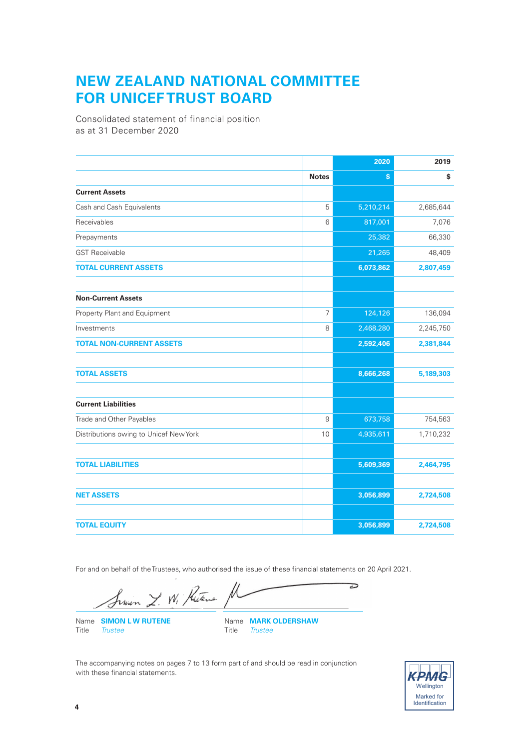# NEW ZEALAND NATIONAL COMMITTEE FOR UNICEF TRUST BOARD

Consolidated statement of financial position
as at 31 December 2020

| | | 2020 | 2019 |
|---|---|---|---|
| | **Notes** | **$** | **$** |
| **Current Assets** | | | |
| Cash and Cash Equivalents | 5 | 5,210,214 | 2,685,644 |
| Receivables | 6 | 817,001 | 7,076 |
| Prepayments | | 25,382 | 66,330 |
| GST Receivable | | 21,265 | 48,409 |
| **TOTAL CURRENT ASSETS** | | **6,073,862** | **2,807,459** |
| | | | |
| **Non-Current Assets** | | | |
| Property Plant and Equipment | 7 | 124,126 | 136,094 |
| Investments | 8 | 2,468,280 | 2,245,750 |
| **TOTAL NON-CURRENT ASSETS** | | **2,592,406** | **2,381,844** |
| | | | |
| **TOTAL ASSETS** | | **8,666,268** | **5,189,303** |
| | | | |
| **Current Liabilities** | | | |
| Trade and Other Payables | 9 | 673,758 | 754,563 |
| Distributions owing to Unicef New York | 10 | 4,935,611 | 1,710,232 |
| | | | |
| **TOTAL LIABILITIES** | | **5,609,369** | **2,464,795** |
| | | | |
| **NET ASSETS** | | **3,056,899** | **2,724,508** |
| | | | |
| **TOTAL EQUITY** | | **3,056,899** | **2,724,508** |

For and on behalf of the Trustees, who authorised the issue of these financial statements on 20 April 2021.

Name **SIMON L W RUTENE**
Title *Trustee*

Name **MARK OLDERSHAW**
Title *Trustee*

The accompanying notes on pages 7 to 13 form part of and should be read in conjunction with these financial statements.

KPMG
Wellington
Marked for Identification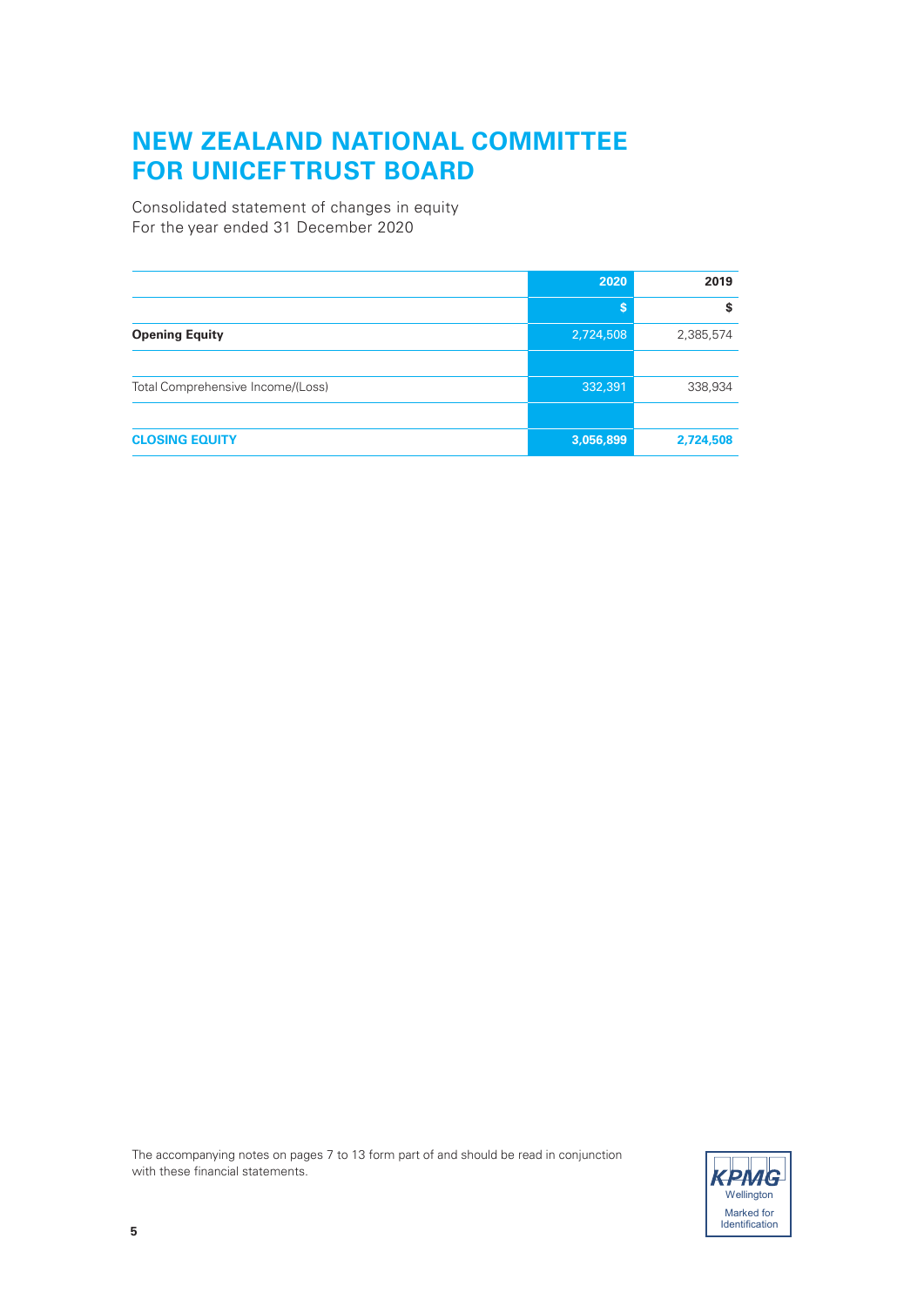# NEW ZEALAND NATIONAL COMMITTEE FOR UNICEF TRUST BOARD

Consolidated statement of changes in equity
For the year ended 31 December 2020

| | 2020 | 2019 |
|---|---|---|
| | $ | $ |
| **Opening Equity** | 2,724,508 | 2,385,574 |
| | | |
| Total Comprehensive Income/(Loss) | 332,391 | 338,934 |
| | | |
| **CLOSING EQUITY** | **3,056,899** | **2,724,508** |

The accompanying notes on pages 7 to 13 form part of and should be read in conjunction with these financial statements.

KPMG Wellington
Marked for Identification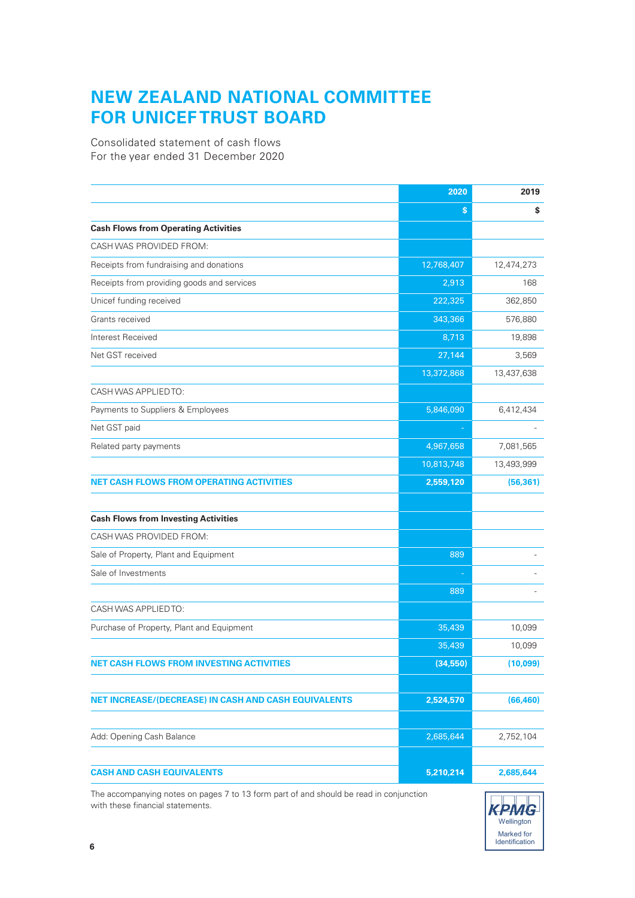# NEW ZEALAND NATIONAL COMMITTEE FOR UNICEF TRUST BOARD

Consolidated statement of cash flows
For the year ended 31 December 2020

| | 2020 | 2019 |
|---|---|---|
| | $ | $ |
| **Cash Flows from Operating Activities** | | |
| CASH WAS PROVIDED FROM: | | |
| Receipts from fundraising and donations | 12,768,407 | 12,474,273 |
| Receipts from providing goods and services | 2,913 | 168 |
| Unicef funding received | 222,325 | 362,850 |
| Grants received | 343,366 | 576,880 |
| Interest Received | 8,713 | 19,898 |
| Net GST received | 27,144 | 3,569 |
| | 13,372,868 | 13,437,638 |
| CASH WAS APPLIED TO: | | |
| Payments to Suppliers & Employees | 5,846,090 | 6,412,434 |
| Net GST paid | - | - |
| Related party payments | 4,967,658 | 7,081,565 |
| | 10,813,748 | 13,493,999 |
| **NET CASH FLOWS FROM OPERATING ACTIVITIES** | **2,559,120** | **(56,361)** |
| | | |
| **Cash Flows from Investing Activities** | | |
| CASH WAS PROVIDED FROM: | | |
| Sale of Property, Plant and Equipment | 889 | - |
| Sale of Investments | - | - |
| | 889 | - |
| CASH WAS APPLIED TO: | | |
| Purchase of Property, Plant and Equipment | 35,439 | 10,099 |
| | 35,439 | 10,099 |
| **NET CASH FLOWS FROM INVESTING ACTIVITIES** | **(34,550)** | **(10,099)** |
| | | |
| **NET INCREASE/(DECREASE) IN CASH AND CASH EQUIVALENTS** | **2,524,570** | **(66,460)** |
| | | |
| Add: Opening Cash Balance | 2,685,644 | 2,752,104 |
| | | |
| **CASH AND CASH EQUIVALENTS** | **5,210,214** | **2,685,644** |

The accompanying notes on pages 7 to 13 form part of and should be read in conjunction with these financial statements.

KPMG Wellington Marked for Identification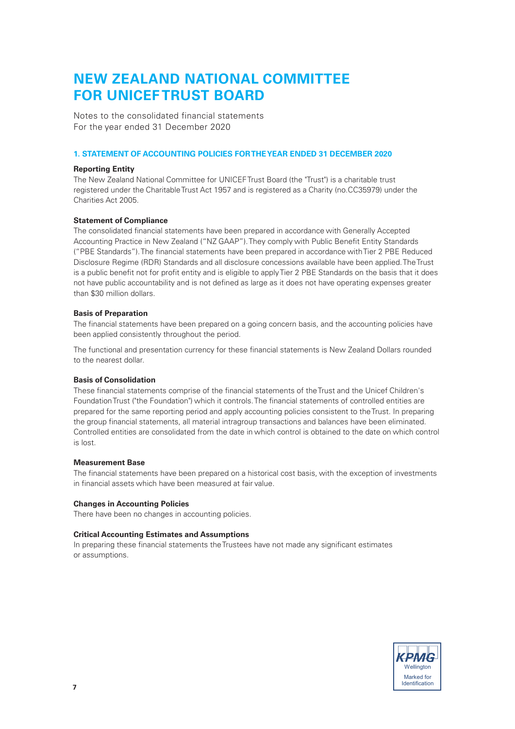# NEW ZEALAND NATIONAL COMMITTEE FOR UNICEF TRUST BOARD

Notes to the consolidated financial statements
For the year ended 31 December 2020

## 1. STATEMENT OF ACCOUNTING POLICIES FOR THE YEAR ENDED 31 DECEMBER 2020

### Reporting Entity

The New Zealand National Committee for UNICEF Trust Board (the "Trust") is a charitable trust registered under the Charitable Trust Act 1957 and is registered as a Charity (no.CC35979) under the Charities Act 2005.

### Statement of Compliance

The consolidated financial statements have been prepared in accordance with Generally Accepted Accounting Practice in New Zealand ("NZ GAAP"). They comply with Public Benefit Entity Standards ("PBE Standards"). The financial statements have been prepared in accordance with Tier 2 PBE Reduced Disclosure Regime (RDR) Standards and all disclosure concessions available have been applied. The Trust is a public benefit not for profit entity and is eligible to apply Tier 2 PBE Standards on the basis that it does not have public accountability and is not defined as large as it does not have operating expenses greater than $30 million dollars.

### Basis of Preparation

The financial statements have been prepared on a going concern basis, and the accounting policies have been applied consistently throughout the period.

The functional and presentation currency for these financial statements is New Zealand Dollars rounded to the nearest dollar.

### Basis of Consolidation

These financial statements comprise of the financial statements of the Trust and the Unicef Children's Foundation Trust ("the Foundation") which it controls. The financial statements of controlled entities are prepared for the same reporting period and apply accounting policies consistent to the Trust. In preparing the group financial statements, all material intragroup transactions and balances have been eliminated. Controlled entities are consolidated from the date in which control is obtained to the date on which control is lost.

### Measurement Base

The financial statements have been prepared on a historical cost basis, with the exception of investments in financial assets which have been measured at fair value.

### Changes in Accounting Policies

There have been no changes in accounting policies.

### Critical Accounting Estimates and Assumptions

In preparing these financial statements the Trustees have not made any significant estimates or assumptions.

KPMG Wellington Marked for Identification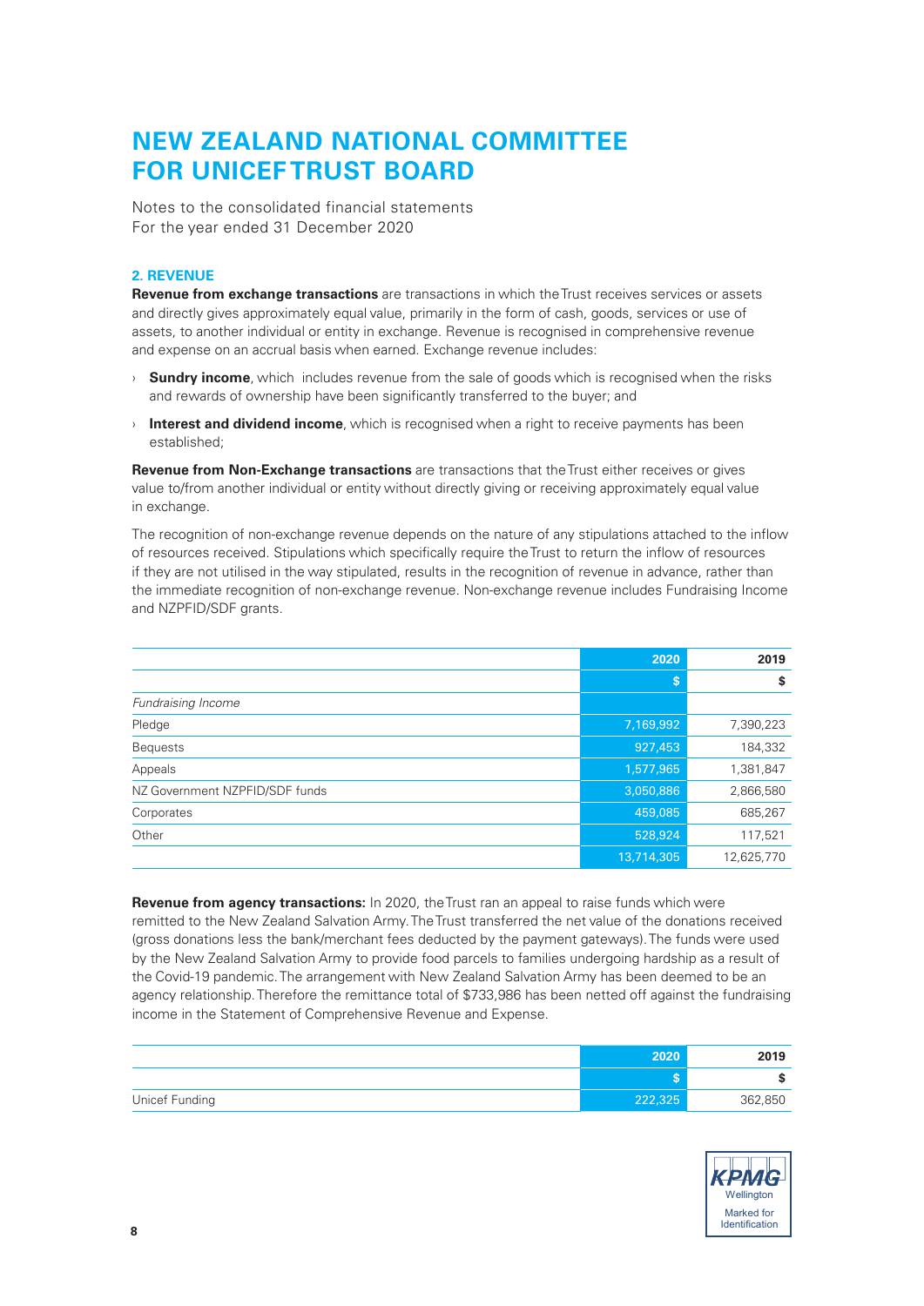# NEW ZEALAND NATIONAL COMMITTEE FOR UNICEF TRUST BOARD

Notes to the consolidated financial statements
For the year ended 31 December 2020

## 2. REVENUE

**Revenue from exchange transactions** are transactions in which the Trust receives services or assets and directly gives approximately equal value, primarily in the form of cash, goods, services or use of assets, to another individual or entity in exchange. Revenue is recognised in comprehensive revenue and expense on an accrual basis when earned. Exchange revenue includes:

- **Sundry income**, which includes revenue from the sale of goods which is recognised when the risks and rewards of ownership have been significantly transferred to the buyer; and
- **Interest and dividend income**, which is recognised when a right to receive payments has been established;

**Revenue from Non-Exchange transactions** are transactions that the Trust either receives or gives value to/from another individual or entity without directly giving or receiving approximately equal value in exchange.

The recognition of non-exchange revenue depends on the nature of any stipulations attached to the inflow of resources received. Stipulations which specifically require the Trust to return the inflow of resources if they are not utilised in the way stipulated, results in the recognition of revenue in advance, rather than the immediate recognition of non-exchange revenue. Non-exchange revenue includes Fundraising Income and NZPFID/SDF grants.

| | 2020 | 2019 |
|---|---|---|
| | $ | $ |
| *Fundraising Income* | | |
| Pledge | 7,169,992 | 7,390,223 |
| Bequests | 927,453 | 184,332 |
| Appeals | 1,577,965 | 1,381,847 |
| NZ Government NZPFID/SDF funds | 3,050,886 | 2,866,580 |
| Corporates | 459,085 | 685,267 |
| Other | 528,924 | 117,521 |
| | 13,714,305 | 12,625,770 |

**Revenue from agency transactions:** In 2020, the Trust ran an appeal to raise funds which were remitted to the New Zealand Salvation Army. The Trust transferred the net value of the donations received (gross donations less the bank/merchant fees deducted by the payment gateways). The funds were used by the New Zealand Salvation Army to provide food parcels to families undergoing hardship as a result of the Covid-19 pandemic. The arrangement with New Zealand Salvation Army has been deemed to be an agency relationship. Therefore the remittance total of $733,986 has been netted off against the fundraising income in the Statement of Comprehensive Revenue and Expense.

| | 2020 | 2019 |
|---|---|---|
| | $ | $ |
| Unicef Funding | 222,325 | 362,850 |

KPMG Wellington
Marked for Identification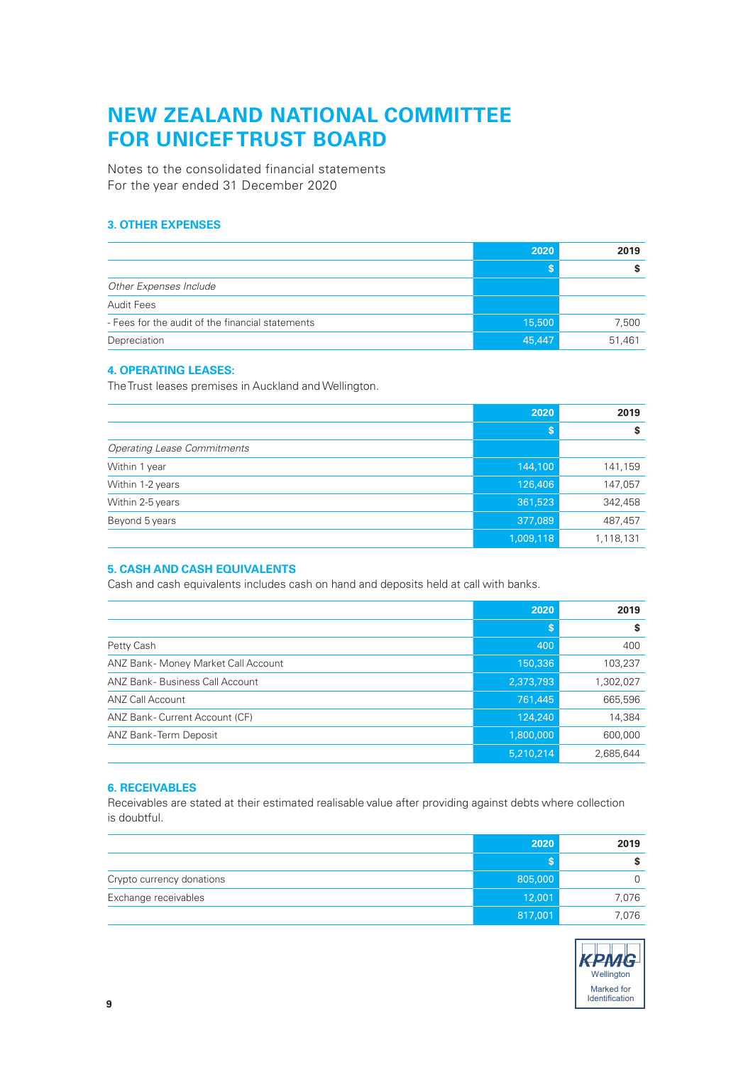# NEW ZEALAND NATIONAL COMMITTEE FOR UNICEF TRUST BOARD

Notes to the consolidated financial statements
For the year ended 31 December 2020

### 3. OTHER EXPENSES

| | 2020 | 2019 |
|---|---|---|
| | $ | $ |
| *Other Expenses Include* | | |
| Audit Fees | | |
| - Fees for the audit of the financial statements | 15,500 | 7,500 |
| Depreciation | 45,447 | 51,461 |

### 4. OPERATING LEASES:

The Trust leases premises in Auckland and Wellington.

| | 2020 | 2019 |
|---|---|---|
| | $ | $ |
| *Operating Lease Commitments* | | |
| Within 1 year | 144,100 | 141,159 |
| Within 1-2 years | 126,406 | 147,057 |
| Within 2-5 years | 361,523 | 342,458 |
| Beyond 5 years | 377,089 | 487,457 |
| | 1,009,118 | 1,118,131 |

### 5. CASH AND CASH EQUIVALENTS

Cash and cash equivalents includes cash on hand and deposits held at call with banks.

| | 2020 | 2019 |
|---|---|---|
| | $ | $ |
| Petty Cash | 400 | 400 |
| ANZ Bank- Money Market Call Account | 150,336 | 103,237 |
| ANZ Bank- Business Call Account | 2,373,793 | 1,302,027 |
| ANZ Call Account | 761,445 | 665,596 |
| ANZ Bank- Current Account (CF) | 124,240 | 14,384 |
| ANZ Bank-Term Deposit | 1,800,000 | 600,000 |
| | 5,210,214 | 2,685,644 |

### 6. RECEIVABLES

Receivables are stated at their estimated realisable value after providing against debts where collection is doubtful.

| | 2020 | 2019 |
|---|---|---|
| | $ | $ |
| Crypto currency donations | 805,000 | 0 |
| Exchange receivables | 12,001 | 7,076 |
| | 817,001 | 7,076 |

KPMG
Wellington
Marked for Identification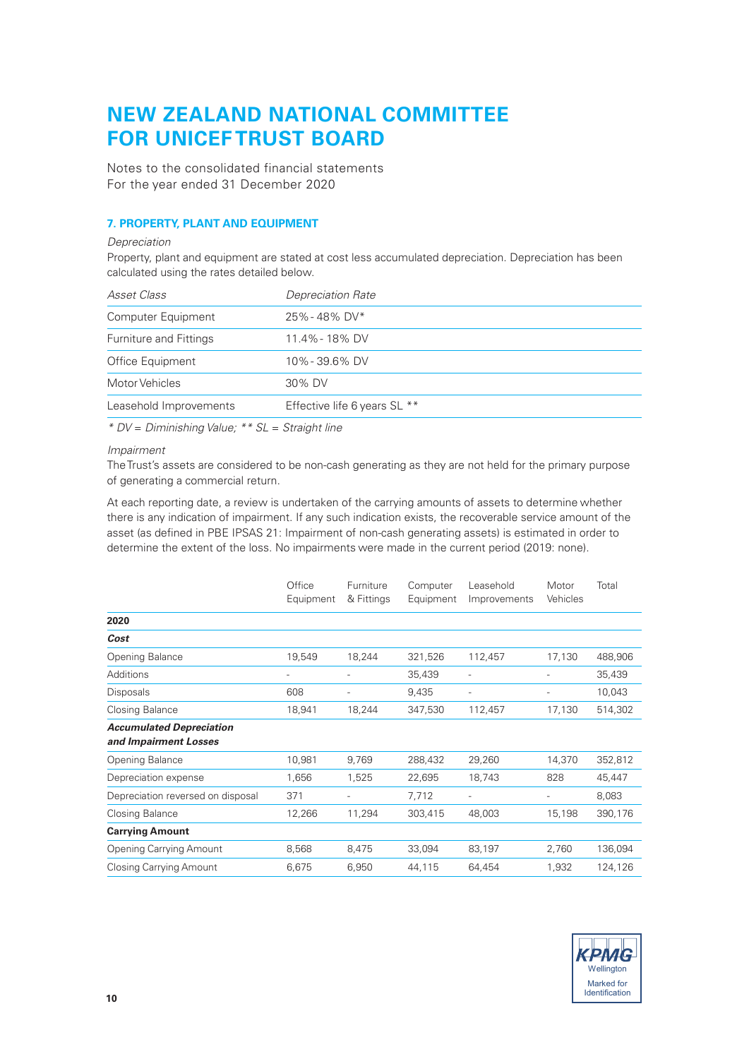# NEW ZEALAND NATIONAL COMMITTEE FOR UNICEF TRUST BOARD

Notes to the consolidated financial statements
For the year ended 31 December 2020

## 7. PROPERTY, PLANT AND EQUIPMENT

*Depreciation*

Property, plant and equipment are stated at cost less accumulated depreciation. Depreciation has been calculated using the rates detailed below.

| *Asset Class* | *Depreciation Rate* |
|---|---|
| Computer Equipment | 25% - 48% DV* |
| Furniture and Fittings | 11.4% - 18% DV |
| Office Equipment | 10% - 39.6% DV |
| Motor Vehicles | 30% DV |
| Leasehold Improvements | Effective life 6 years SL ** |

*\* DV = Diminishing Value; \*\* SL = Straight line*

*Impairment*

The Trust's assets are considered to be non-cash generating as they are not held for the primary purpose of generating a commercial return.

At each reporting date, a review is undertaken of the carrying amounts of assets to determine whether there is any indication of impairment. If any such indication exists, the recoverable service amount of the asset (as defined in PBE IPSAS 21: Impairment of non-cash generating assets) is estimated in order to determine the extent of the loss. No impairments were made in the current period (2019: none).

| | Office Equipment | Furniture & Fittings | Computer Equipment | Leasehold Improvements | Motor Vehicles | Total |
|---|---|---|---|---|---|---|
| **2020** | | | | | | |
| ***Cost*** | | | | | | |
| Opening Balance | 19,549 | 18,244 | 321,526 | 112,457 | 17,130 | 488,906 |
| Additions | - | - | 35,439 | - | - | 35,439 |
| Disposals | 608 | - | 9,435 | - | - | 10,043 |
| Closing Balance | 18,941 | 18,244 | 347,530 | 112,457 | 17,130 | 514,302 |
| ***Accumulated Depreciation and Impairment Losses*** | | | | | | |
| Opening Balance | 10,981 | 9,769 | 288,432 | 29,260 | 14,370 | 352,812 |
| Depreciation expense | 1,656 | 1,525 | 22,695 | 18,743 | 828 | 45,447 |
| Depreciation reversed on disposal | 371 | - | 7,712 | - | - | 8,083 |
| Closing Balance | 12,266 | 11,294 | 303,415 | 48,003 | 15,198 | 390,176 |
| **Carrying Amount** | | | | | | |
| Opening Carrying Amount | 8,568 | 8,475 | 33,094 | 83,197 | 2,760 | 136,094 |
| Closing Carrying Amount | 6,675 | 6,950 | 44,115 | 64,454 | 1,932 | 124,126 |

KPMG Wellington Marked for Identification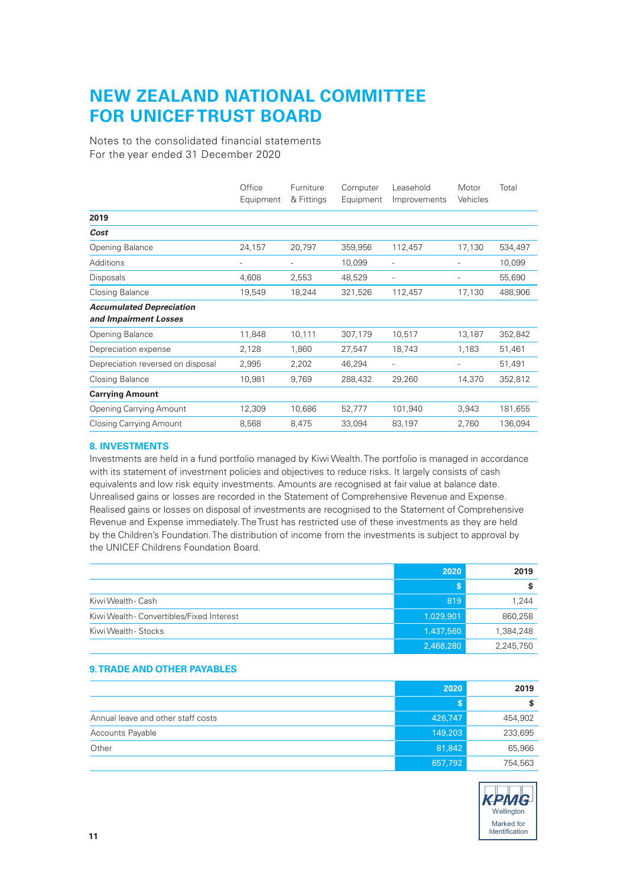# NEW ZEALAND NATIONAL COMMITTEE FOR UNICEF TRUST BOARD

Notes to the consolidated financial statements
For the year ended 31 December 2020

| | Office Equipment | Furniture & Fittings | Computer Equipment | Leasehold Improvements | Motor Vehicles | Total |
|---|---|---|---|---|---|---|
| **2019** | | | | | | |
| ***Cost*** | | | | | | |
| Opening Balance | 24,157 | 20,797 | 359,956 | 112,457 | 17,130 | 534,497 |
| Additions | - | - | 10,099 | - | - | 10,099 |
| Disposals | 4,608 | 2,553 | 48,529 | - | - | 55,690 |
| Closing Balance | 19,549 | 18,244 | 321,526 | 112,457 | 17,130 | 488,906 |
| ***Accumulated Depreciation and Impairment Losses*** | | | | | | |
| Opening Balance | 11,848 | 10,111 | 307,179 | 10,517 | 13,187 | 352,842 |
| Depreciation expense | 2,128 | 1,860 | 27,547 | 18,743 | 1,183 | 51,461 |
| Depreciation reversed on disposal | 2,995 | 2,202 | 46,294 | - | - | 51,491 |
| Closing Balance | 10,981 | 9,769 | 288,432 | 29,260 | 14,370 | 352,812 |
| **Carrying Amount** | | | | | | |
| Opening Carrying Amount | 12,309 | 10,686 | 52,777 | 101,940 | 3,943 | 181,655 |
| Closing Carrying Amount | 8,568 | 8,475 | 33,094 | 83,197 | 2,760 | 136,094 |

## 8. INVESTMENTS

Investments are held in a fund portfolio managed by Kiwi Wealth. The portfolio is managed in accordance with its statement of investment policies and objectives to reduce risks. It largely consists of cash equivalents and low risk equity investments. Amounts are recognised at fair value at balance date. Unrealised gains or losses are recorded in the Statement of Comprehensive Revenue and Expense. Realised gains or losses on disposal of investments are recognised to the Statement of Comprehensive Revenue and Expense immediately. The Trust has restricted use of these investments as they are held by the Children's Foundation. The distribution of income from the investments is subject to approval by the UNICEF Childrens Foundation Board.

| | 2020 | 2019 |
|---|---|---|
| | $ | $ |
| Kiwi Wealth - Cash | 819 | 1,244 |
| Kiwi Wealth - Convertibles/Fixed Interest | 1,029,901 | 860,258 |
| Kiwi Wealth - Stocks | 1,437,560 | 1,384,248 |
| | 2,468,280 | 2,245,750 |

## 9. TRADE AND OTHER PAYABLES

| | 2020 | 2019 |
|---|---|---|
| | $ | $ |
| Annual leave and other staff costs | 426,747 | 454,902 |
| Accounts Payable | 149,203 | 233,695 |
| Other | 81,842 | 65,966 |
| | 657,792 | 754,563 |

KPMG Wellington
Marked for Identification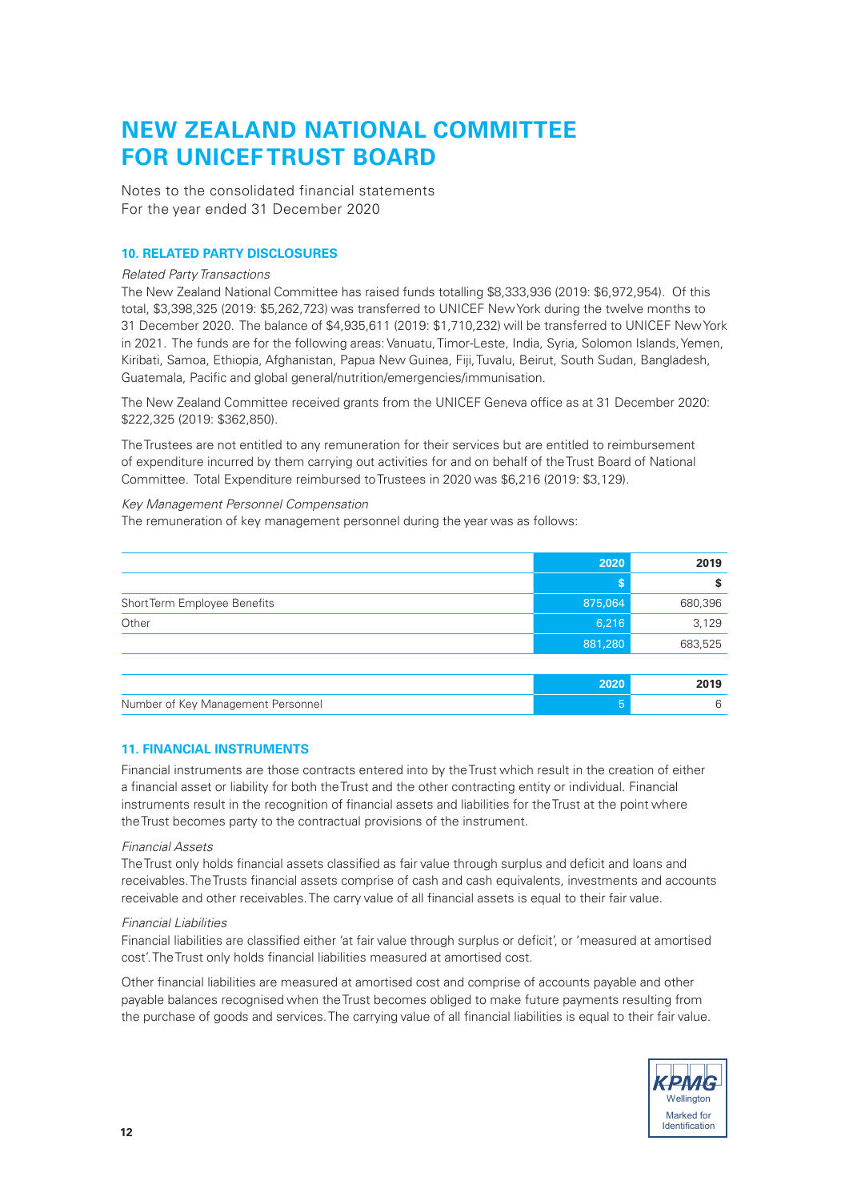# NEW ZEALAND NATIONAL COMMITTEE FOR UNICEF TRUST BOARD

Notes to the consolidated financial statements
For the year ended 31 December 2020

### 10. RELATED PARTY DISCLOSURES

*Related Party Transactions*

The New Zealand National Committee has raised funds totalling $8,333,936 (2019: $6,972,954). Of this total, $3,398,325 (2019: $5,262,723) was transferred to UNICEF New York during the twelve months to 31 December 2020. The balance of $4,935,611 (2019: $1,710,232) will be transferred to UNICEF New York in 2021. The funds are for the following areas: Vanuatu, Timor-Leste, India, Syria, Solomon Islands, Yemen, Kiribati, Samoa, Ethiopia, Afghanistan, Papua New Guinea, Fiji, Tuvalu, Beirut, South Sudan, Bangladesh, Guatemala, Pacific and global general/nutrition/emergencies/immunisation.

The New Zealand Committee received grants from the UNICEF Geneva office as at 31 December 2020: $222,325 (2019: $362,850).

The Trustees are not entitled to any remuneration for their services but are entitled to reimbursement of expenditure incurred by them carrying out activities for and on behalf of the Trust Board of National Committee. Total Expenditure reimbursed to Trustees in 2020 was $6,216 (2019: $3,129).

*Key Management Personnel Compensation*

The remuneration of key management personnel during the year was as follows:

| | 2020 | 2019 |
|---|---|---|
| | $ | $ |
| Short Term Employee Benefits | 875,064 | 680,396 |
| Other | 6,216 | 3,129 |
| | 881,280 | 683,525 |

| | 2020 | 2019 |
|---|---|---|
| Number of Key Management Personnel | 5 | 6 |

### 11. FINANCIAL INSTRUMENTS

Financial instruments are those contracts entered into by the Trust which result in the creation of either a financial asset or liability for both the Trust and the other contracting entity or individual. Financial instruments result in the recognition of financial assets and liabilities for the Trust at the point where the Trust becomes party to the contractual provisions of the instrument.

*Financial Assets*

The Trust only holds financial assets classified as fair value through surplus and deficit and loans and receivables. The Trusts financial assets comprise of cash and cash equivalents, investments and accounts receivable and other receivables. The carry value of all financial assets is equal to their fair value.

*Financial Liabilities*

Financial liabilities are classified either 'at fair value through surplus or deficit', or 'measured at amortised cost'. The Trust only holds financial liabilities measured at amortised cost.

Other financial liabilities are measured at amortised cost and comprise of accounts payable and other payable balances recognised when the Trust becomes obliged to make future payments resulting from the purchase of goods and services. The carrying value of all financial liabilities is equal to their fair value.

KPMG
Wellington
Marked for Identification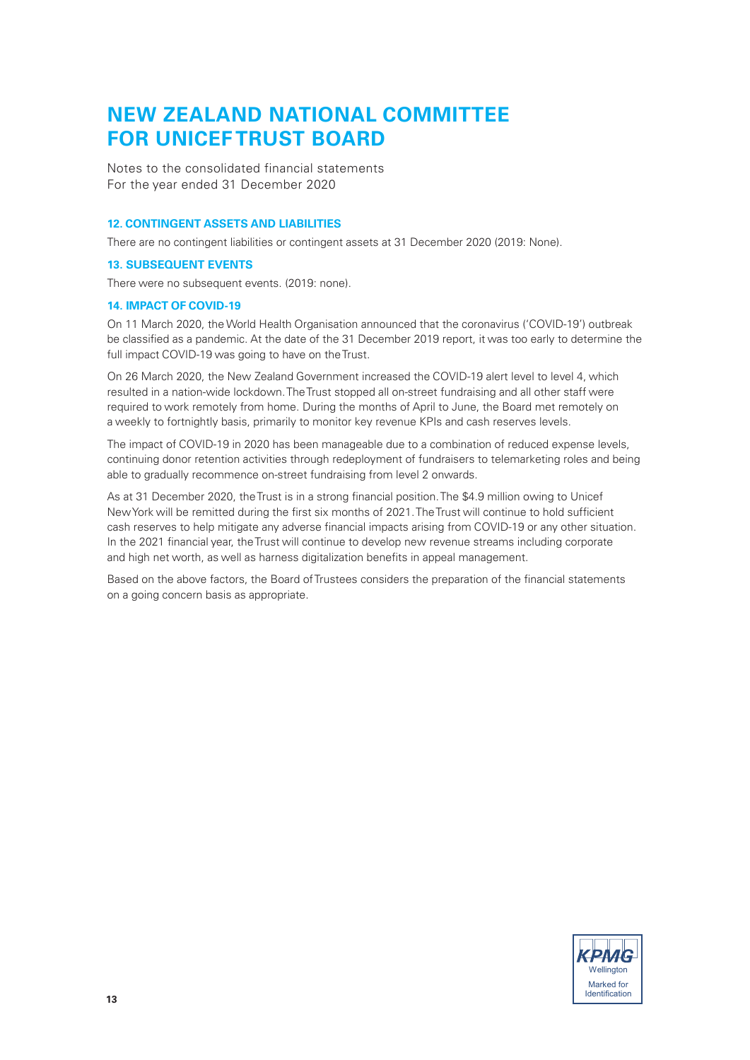# NEW ZEALAND NATIONAL COMMITTEE FOR UNICEF TRUST BOARD

Notes to the consolidated financial statements
For the year ended 31 December 2020

### 12. CONTINGENT ASSETS AND LIABILITIES

There are no contingent liabilities or contingent assets at 31 December 2020 (2019: None).

### 13. SUBSEQUENT EVENTS

There were no subsequent events. (2019: none).

### 14. IMPACT OF COVID-19

On 11 March 2020, the World Health Organisation announced that the coronavirus ('COVID-19') outbreak be classified as a pandemic. At the date of the 31 December 2019 report, it was too early to determine the full impact COVID-19 was going to have on the Trust.

On 26 March 2020, the New Zealand Government increased the COVID-19 alert level to level 4, which resulted in a nation-wide lockdown. The Trust stopped all on-street fundraising and all other staff were required to work remotely from home. During the months of April to June, the Board met remotely on a weekly to fortnightly basis, primarily to monitor key revenue KPIs and cash reserves levels.

The impact of COVID-19 in 2020 has been manageable due to a combination of reduced expense levels, continuing donor retention activities through redeployment of fundraisers to telemarketing roles and being able to gradually recommence on-street fundraising from level 2 onwards.

As at 31 December 2020, the Trust is in a strong financial position. The $4.9 million owing to Unicef New York will be remitted during the first six months of 2021. The Trust will continue to hold sufficient cash reserves to help mitigate any adverse financial impacts arising from COVID-19 or any other situation. In the 2021 financial year, the Trust will continue to develop new revenue streams including corporate and high net worth, as well as harness digitalization benefits in appeal management.

Based on the above factors, the Board of Trustees considers the preparation of the financial statements on a going concern basis as appropriate.

KPMG
Wellington
Marked for
Identification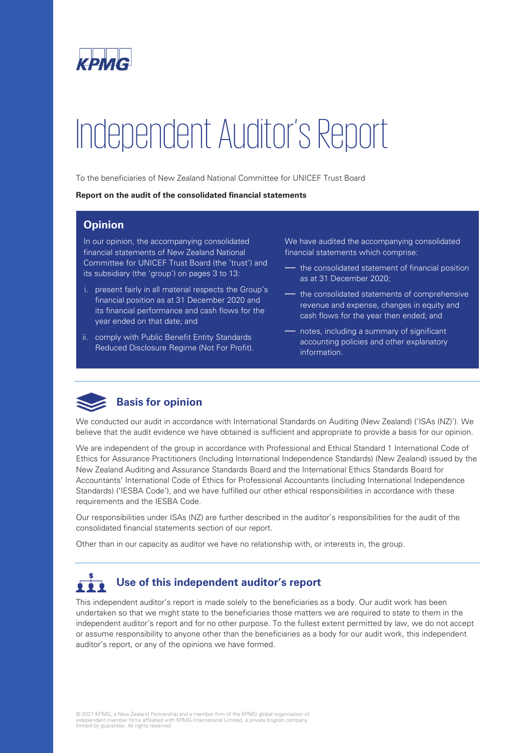# Independent Auditor's Report

To the beneficiaries of New Zealand National Committee for UNICEF Trust Board

**Report on the audit of the consolidated financial statements**

## Opinion

In our opinion, the accompanying consolidated financial statements of New Zealand National Committee for UNICEF Trust Board (the 'trust') and its subsidiary (the 'group') on pages 3 to 13:

i. present fairly in all material respects the Group's financial position as at 31 December 2020 and its financial performance and cash flows for the year ended on that date; and

ii. comply with Public Benefit Entity Standards Reduced Disclosure Regime (Not For Profit).

We have audited the accompanying consolidated financial statements which comprise:

- the consolidated statement of financial position as at 31 December 2020;
- the consolidated statements of comprehensive revenue and expense, changes in equity and cash flows for the year then ended; and
- notes, including a summary of significant accounting policies and other explanatory information.

## Basis for opinion

We conducted our audit in accordance with International Standards on Auditing (New Zealand) ('ISAs (NZ)'). We believe that the audit evidence we have obtained is sufficient and appropriate to provide a basis for our opinion.

We are independent of the group in accordance with Professional and Ethical Standard 1 International Code of Ethics for Assurance Practitioners (Including International Independence Standards) (New Zealand) issued by the New Zealand Auditing and Assurance Standards Board and the International Ethics Standards Board for Accountants' International Code of Ethics for Professional Accountants (including International Independence Standards) ('IESBA Code'), and we have fulfilled our other ethical responsibilities in accordance with these requirements and the IESBA Code.

Our responsibilities under ISAs (NZ) are further described in the auditor's responsibilities for the audit of the consolidated financial statements section of our report.

Other than in our capacity as auditor we have no relationship with, or interests in, the group.

## Use of this independent auditor's report

This independent auditor's report is made solely to the beneficiaries as a body. Our audit work has been undertaken so that we might state to the beneficiaries those matters we are required to state to them in the independent auditor's report and for no other purpose. To the fullest extent permitted by law, we do not accept or assume responsibility to anyone other than the beneficiaries as a body for our audit work, this independent auditor's report, or any of the opinions we have formed.

© 2021 KPMG, a New Zealand Partnership and a member firm of the KPMG global organisation of independent member firms affiliated with KPMG International Limited, a private English company limited by guarantee. All rights reserved.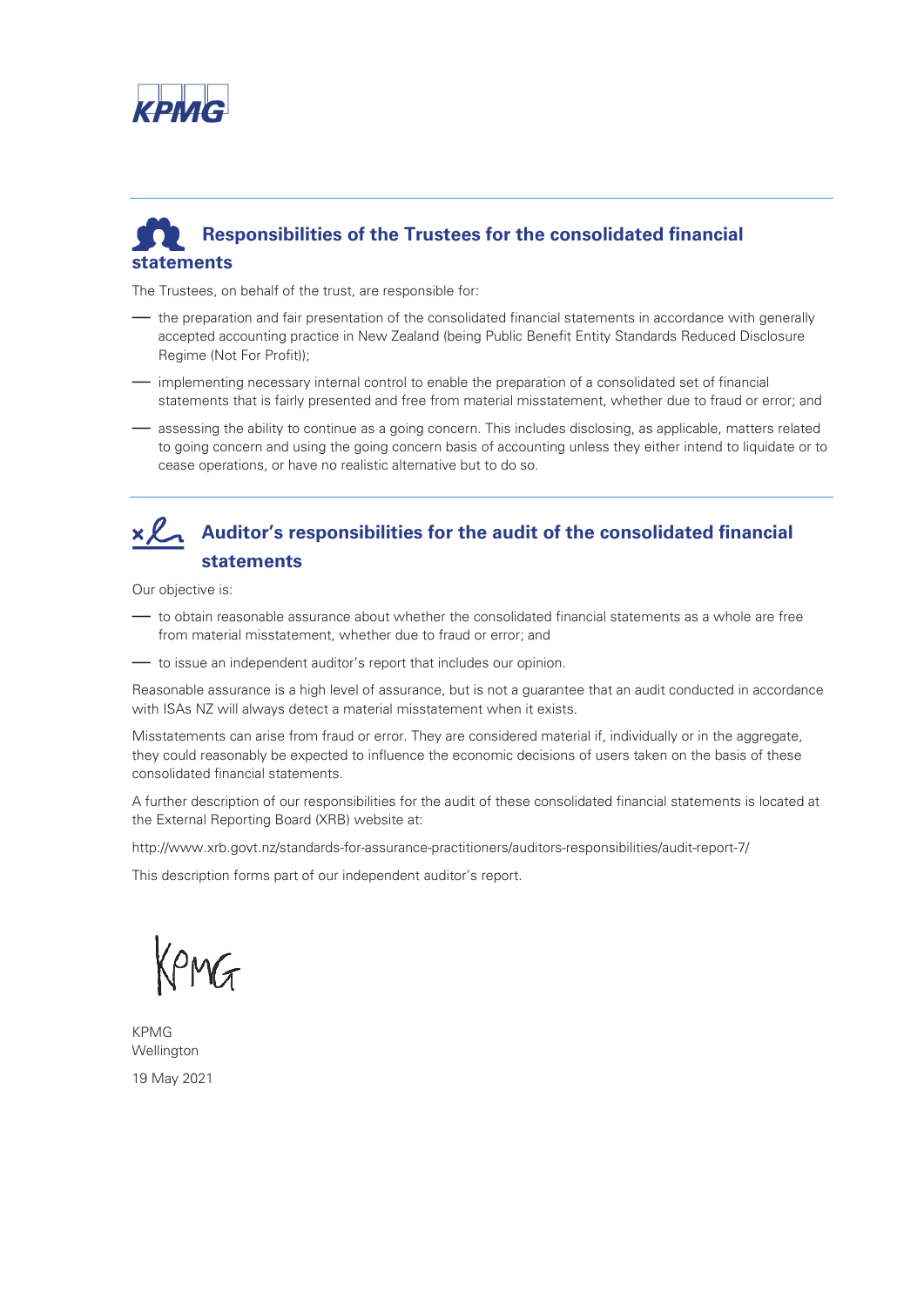## Responsibilities of the Trustees for the consolidated financial statements

The Trustees, on behalf of the trust, are responsible for:

- the preparation and fair presentation of the consolidated financial statements in accordance with generally accepted accounting practice in New Zealand (being Public Benefit Entity Standards Reduced Disclosure Regime (Not For Profit));
- implementing necessary internal control to enable the preparation of a consolidated set of financial statements that is fairly presented and free from material misstatement, whether due to fraud or error; and
- assessing the ability to continue as a going concern. This includes disclosing, as applicable, matters related to going concern and using the going concern basis of accounting unless they either intend to liquidate or to cease operations, or have no realistic alternative but to do so.

## Auditor's responsibilities for the audit of the consolidated financial statements

Our objective is:

- to obtain reasonable assurance about whether the consolidated financial statements as a whole are free from material misstatement, whether due to fraud or error; and
- to issue an independent auditor's report that includes our opinion.

Reasonable assurance is a high level of assurance, but is not a guarantee that an audit conducted in accordance with ISAs NZ will always detect a material misstatement when it exists.

Misstatements can arise from fraud or error. They are considered material if, individually or in the aggregate, they could reasonably be expected to influence the economic decisions of users taken on the basis of these consolidated financial statements.

A further description of our responsibilities for the audit of these consolidated financial statements is located at the External Reporting Board (XRB) website at:

http://www.xrb.govt.nz/standards-for-assurance-practitioners/auditors-responsibilities/audit-report-7/

This description forms part of our independent auditor's report.

KPMG

KPMG
Wellington

19 May 2021